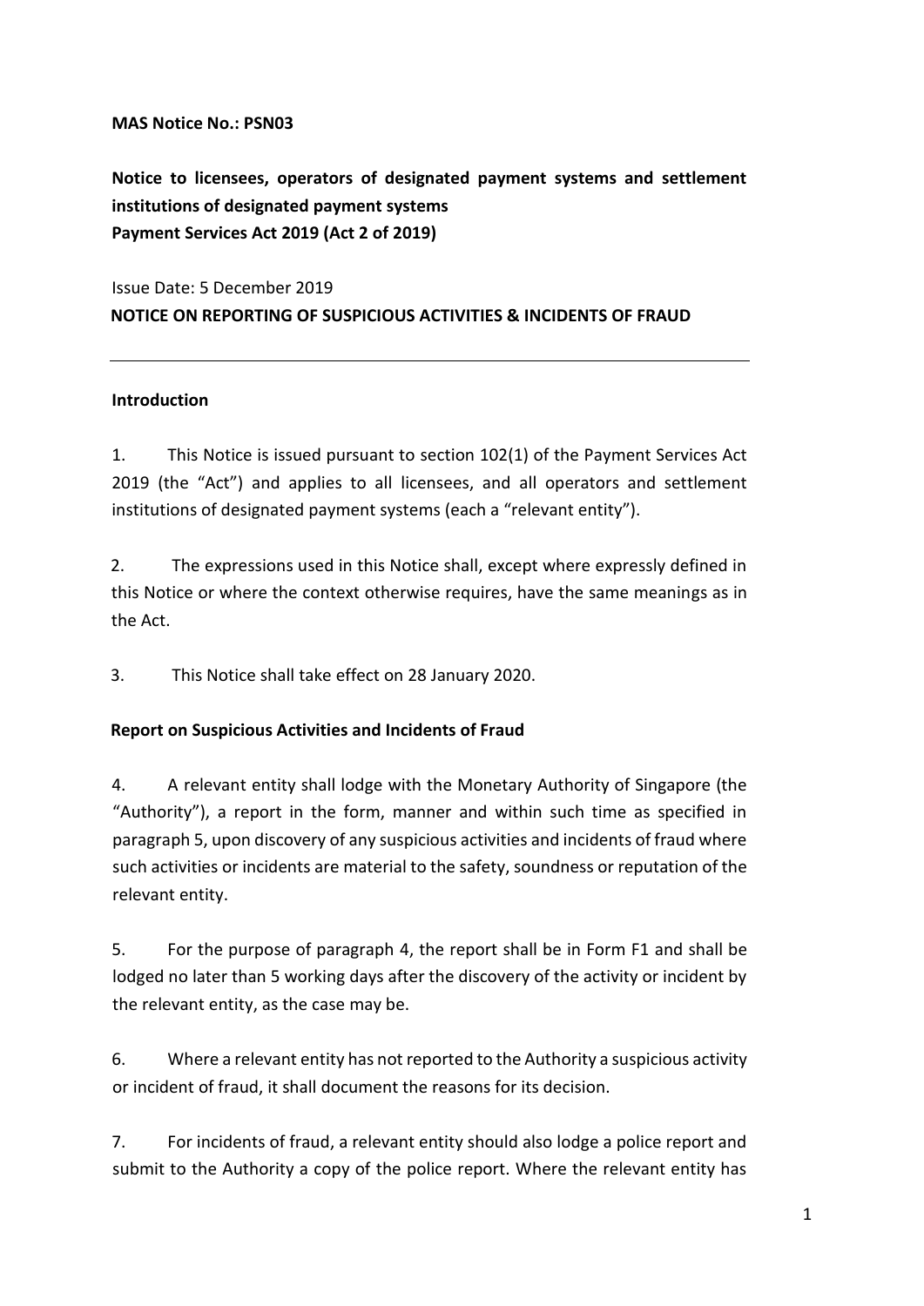**MAS Notice No.: PSN03**

**Notice to licensees, operators of designated payment systems and settlement institutions of designated payment systems**
**Payment Services Act 2019 (Act 2 of 2019)**

Issue Date: 5 December 2019
**NOTICE ON REPORTING OF SUSPICIOUS ACTIVITIES & INCIDENTS OF FRAUD**

---

## Introduction

1. This Notice is issued pursuant to section 102(1) of the Payment Services Act 2019 (the "Act") and applies to all licensees, and all operators and settlement institutions of designated payment systems (each a "relevant entity").

2. The expressions used in this Notice shall, except where expressly defined in this Notice or where the context otherwise requires, have the same meanings as in the Act.

3. This Notice shall take effect on 28 January 2020.

## Report on Suspicious Activities and Incidents of Fraud

4. A relevant entity shall lodge with the Monetary Authority of Singapore (the "Authority"), a report in the form, manner and within such time as specified in paragraph 5, upon discovery of any suspicious activities and incidents of fraud where such activities or incidents are material to the safety, soundness or reputation of the relevant entity.

5. For the purpose of paragraph 4, the report shall be in Form F1 and shall be lodged no later than 5 working days after the discovery of the activity or incident by the relevant entity, as the case may be.

6. Where a relevant entity has not reported to the Authority a suspicious activity or incident of fraud, it shall document the reasons for its decision.

7. For incidents of fraud, a relevant entity should also lodge a police report and submit to the Authority a copy of the police report. Where the relevant entity has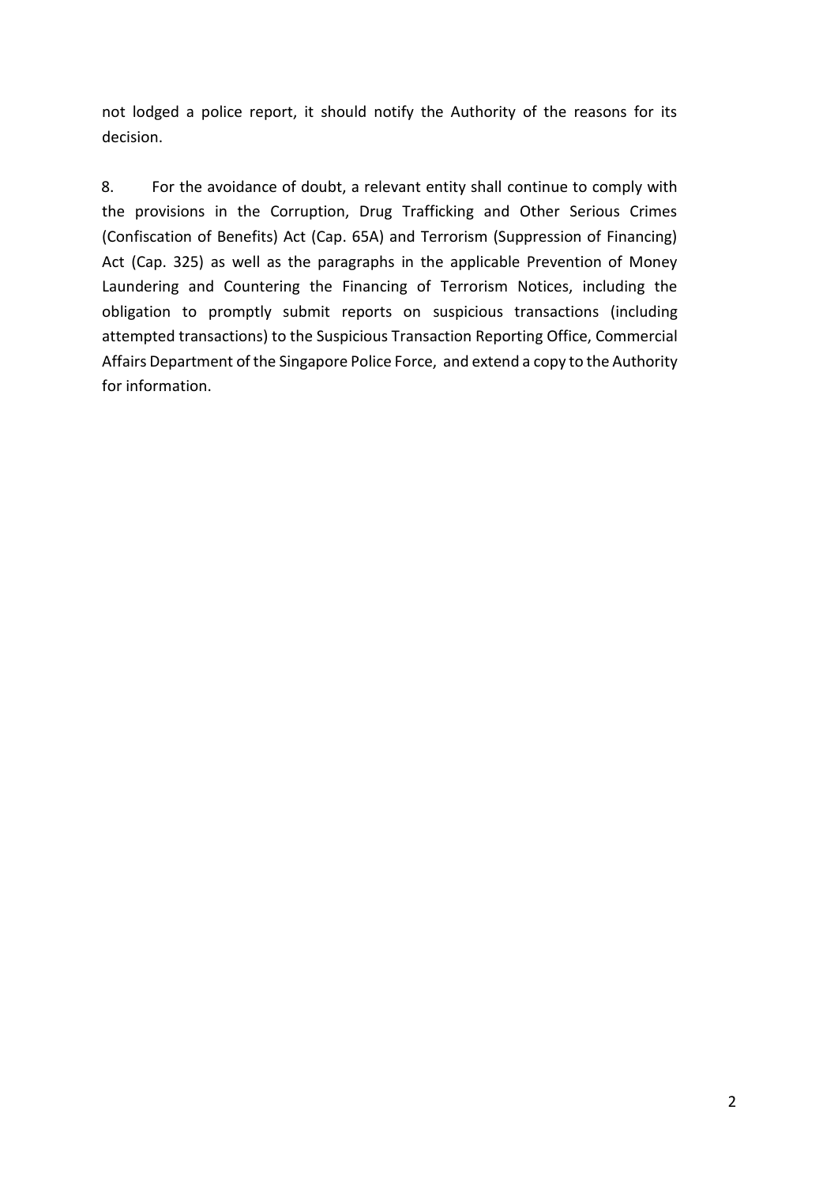not lodged a police report, it should notify the Authority of the reasons for its decision.

8. For the avoidance of doubt, a relevant entity shall continue to comply with the provisions in the Corruption, Drug Trafficking and Other Serious Crimes (Confiscation of Benefits) Act (Cap. 65A) and Terrorism (Suppression of Financing) Act (Cap. 325) as well as the paragraphs in the applicable Prevention of Money Laundering and Countering the Financing of Terrorism Notices, including the obligation to promptly submit reports on suspicious transactions (including attempted transactions) to the Suspicious Transaction Reporting Office, Commercial Affairs Department of the Singapore Police Force, and extend a copy to the Authority for information.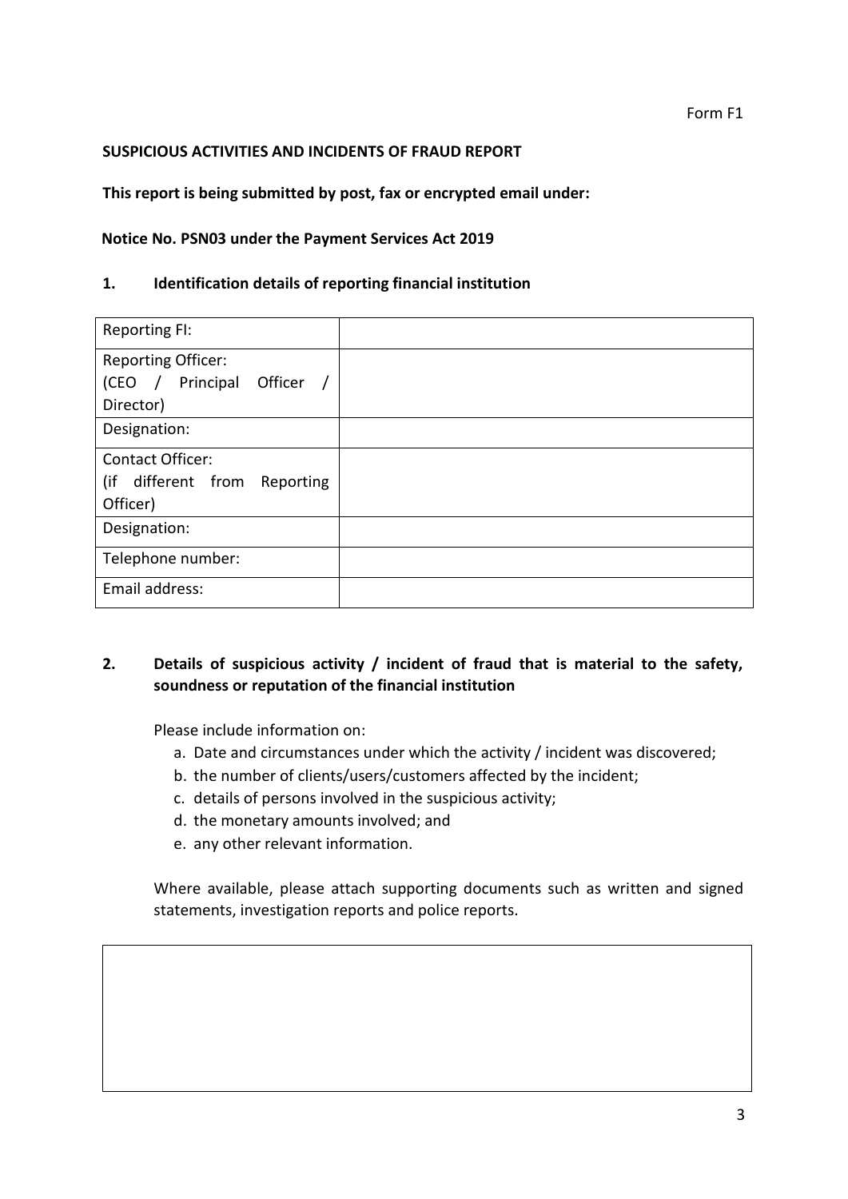Form F1

**SUSPICIOUS ACTIVITIES AND INCIDENTS OF FRAUD REPORT**

**This report is being submitted by post, fax or encrypted email under:**

**Notice No. PSN03 under the Payment Services Act 2019**

## 1. Identification details of reporting financial institution

| Reporting FI: | |
|---|---|
| Reporting Officer: (CEO / Principal Officer / Director) | |
| Designation: | |
| Contact Officer: (if different from Reporting Officer) | |
| Designation: | |
| Telephone number: | |
| Email address: | |

## 2. Details of suspicious activity / incident of fraud that is material to the safety, soundness or reputation of the financial institution

Please include information on:

a. Date and circumstances under which the activity / incident was discovered;
b. the number of clients/users/customers affected by the incident;
c. details of persons involved in the suspicious activity;
d. the monetary amounts involved; and
e. any other relevant information.

Where available, please attach supporting documents such as written and signed statements, investigation reports and police reports.

| |
|---|
| |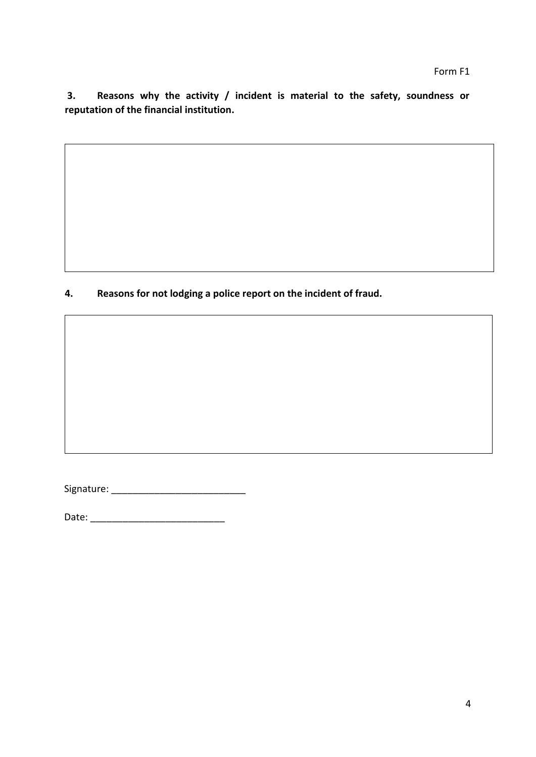Form F1

**3. Reasons why the activity / incident is material to the safety, soundness or reputation of the financial institution.**

| |
|---|
| |

**4. Reasons for not lodging a police report on the incident of fraud.**

| |
|---|
| |

Signature: __________________________

Date: __________________________